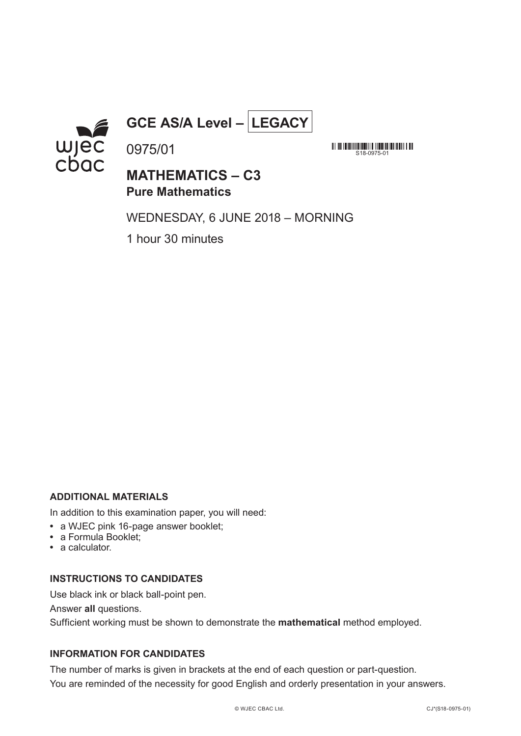# GCE AS/A Level – LEGACY

0975/01

S18-0975-01

## MATHEMATICS – C3
### Pure Mathematics

WEDNESDAY, 6 JUNE 2018 – MORNING

1 hour 30 minutes

**ADDITIONAL MATERIALS**

In addition to this examination paper, you will need:

- a WJEC pink 16-page answer booklet;
- a Formula Booklet;
- a calculator.

**INSTRUCTIONS TO CANDIDATES**

Use black ink or black ball-point pen.

Answer **all** questions.

Sufficient working must be shown to demonstrate the **mathematical** method employed.

**INFORMATION FOR CANDIDATES**

The number of marks is given in brackets at the end of each question or part-question.

You are reminded of the necessity for good English and orderly presentation in your answers.

© WJEC CBAC Ltd. CJ*(S18-0975-01)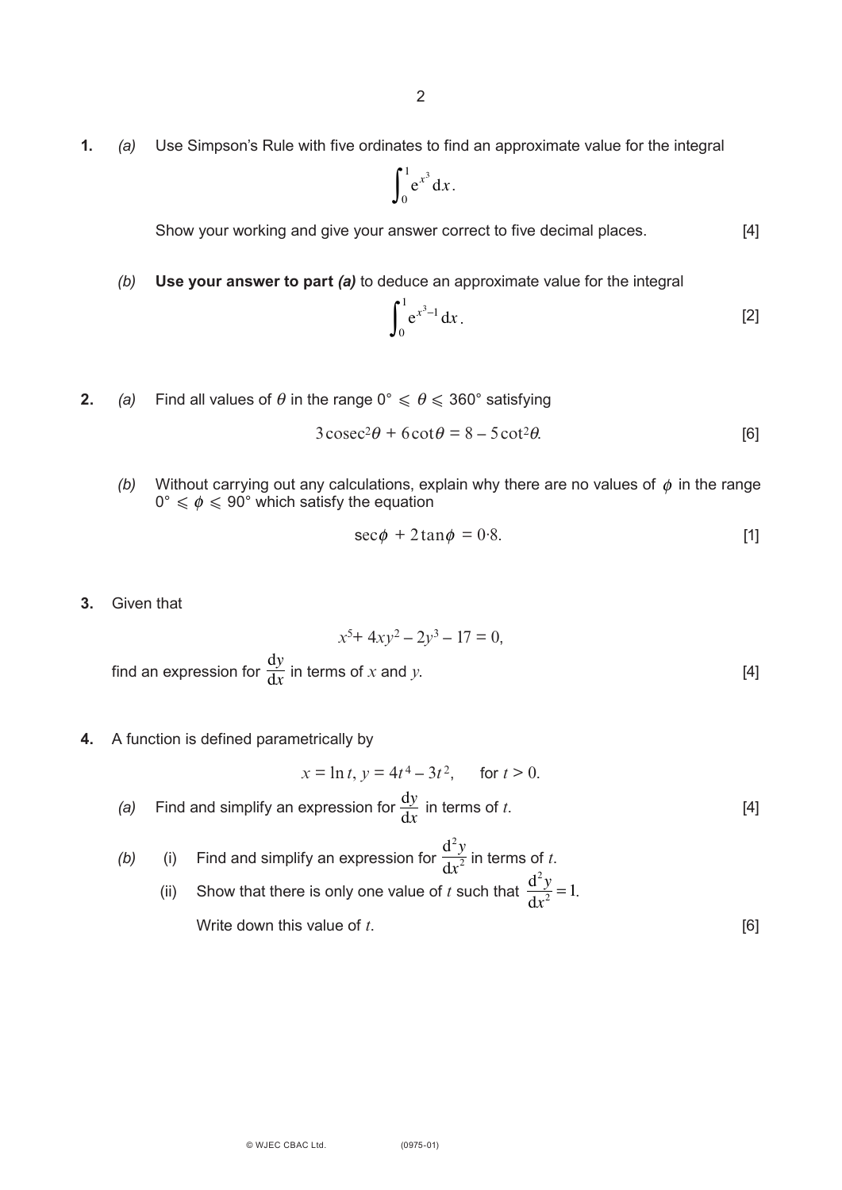**1.** *(a)* Use Simpson's Rule with five ordinates to find an approximate value for the integral

$$\int_0^1 e^{x^3}\,dx.$$

Show your working and give your answer correct to five decimal places. [4]

*(b)* **Use your answer to part *(a)*** to deduce an approximate value for the integral

$$\int_0^1 e^{x^3-1}\,dx.$$ [2]

**2.** *(a)* Find all values of $\theta$ in the range $0° \leqslant \theta \leqslant 360°$ satisfying

$$3\operatorname{cosec}^2\theta + 6\cot\theta = 8 - 5\cot^2\theta.$$ [6]

*(b)* Without carrying out any calculations, explain why there are no values of $\phi$ in the range $0° \leqslant \phi \leqslant 90°$ which satisfy the equation

$$\sec\phi + 2\tan\phi = 0{\cdot}8.$$ [1]

**3.** Given that

$$x^5 + 4xy^2 - 2y^3 - 17 = 0,$$

find an expression for $\dfrac{dy}{dx}$ in terms of $x$ and $y$. [4]

**4.** A function is defined parametrically by

$$x = \ln t,\ y = 4t^4 - 3t^2, \qquad \text{for } t > 0.$$

*(a)* Find and simplify an expression for $\dfrac{dy}{dx}$ in terms of $t$. [4]

*(b)* (i) Find and simplify an expression for $\dfrac{d^2y}{dx^2}$ in terms of $t$.

(ii) Show that there is only one value of $t$ such that $\dfrac{d^2y}{dx^2} = 1$.

Write down this value of $t$. [6]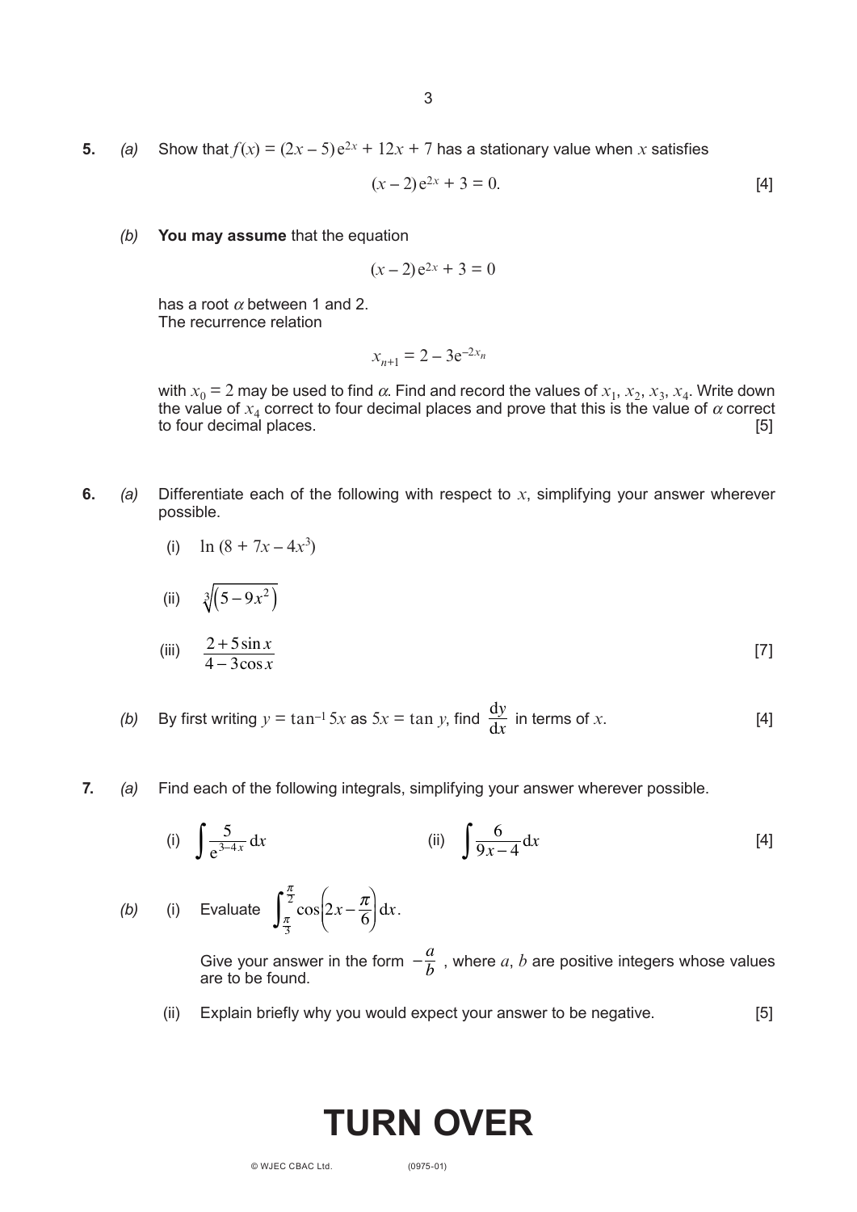**5.** *(a)* Show that $f(x) = (2x - 5)e^{2x} + 12x + 7$ has a stationary value when $x$ satisfies

$$(x - 2)e^{2x} + 3 = 0. \qquad [4]$$

*(b)* **You may assume** that the equation

$$(x - 2)e^{2x} + 3 = 0$$

has a root $\alpha$ between 1 and 2.
The recurrence relation

$$x_{n+1} = 2 - 3e^{-2x_n}$$

with $x_0 = 2$ may be used to find $\alpha$. Find and record the values of $x_1$, $x_2$, $x_3$, $x_4$. Write down the value of $x_4$ correct to four decimal places and prove that this is the value of $\alpha$ correct to four decimal places. [5]

**6.** *(a)* Differentiate each of the following with respect to $x$, simplifying your answer wherever possible.

(i) $\ln(8 + 7x - 4x^3)$

(ii) $\sqrt[3]{(5 - 9x^2)}$

(iii) $\dfrac{2 + 5\sin x}{4 - 3\cos x}$ [7]

*(b)* By first writing $y = \tan^{-1} 5x$ as $5x = \tan y$, find $\dfrac{dy}{dx}$ in terms of $x$. [4]

**7.** *(a)* Find each of the following integrals, simplifying your answer wherever possible.

(i) $\displaystyle\int \frac{5}{e^{3-4x}}\,dx$ (ii) $\displaystyle\int \frac{6}{9x-4}\,dx$ [4]

*(b)* (i) Evaluate $\displaystyle\int_{\frac{\pi}{3}}^{\frac{\pi}{2}} \cos\left(2x - \frac{\pi}{6}\right) dx$.

Give your answer in the form $-\dfrac{a}{b}$, where $a$, $b$ are positive integers whose values are to be found.

(ii) Explain briefly why you would expect your answer to be negative. [5]

# TURN OVER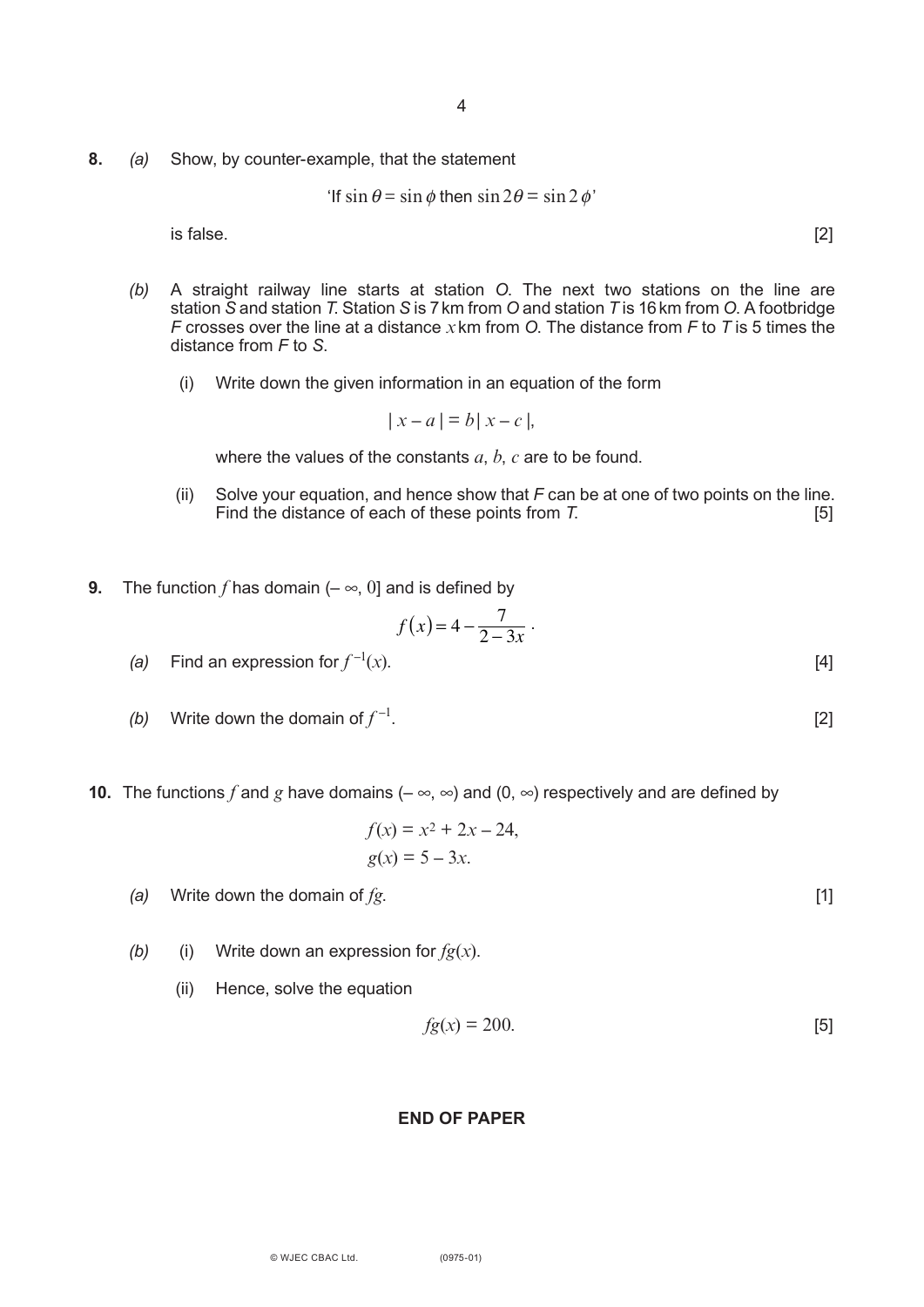**8.** *(a)* Show, by counter-example, that the statement

$$\text{'If } \sin\theta = \sin\phi \text{ then } \sin 2\theta = \sin 2\phi\text{'}$$

is false. [2]

*(b)* A straight railway line starts at station *O*. The next two stations on the line are station *S* and station *T*. Station *S* is 7 km from *O* and station *T* is 16 km from *O*. A footbridge *F* crosses over the line at a distance $x$ km from *O*. The distance from *F* to *T* is 5 times the distance from *F* to *S*.

(i) Write down the given information in an equation of the form

$$|\, x - a \,| = b \,|\, x - c \,|,$$

where the values of the constants $a$, $b$, $c$ are to be found.

(ii) Solve your equation, and hence show that *F* can be at one of two points on the line. Find the distance of each of these points from *T*. [5]

**9.** The function $f$ has domain $(-\infty, 0]$ and is defined by

$$f(x) = 4 - \frac{7}{2 - 3x}.$$

*(a)* Find an expression for $f^{-1}(x)$. [4]

*(b)* Write down the domain of $f^{-1}$. [2]

**10.** The functions $f$ and $g$ have domains $(-\infty, \infty)$ and $(0, \infty)$ respectively and are defined by

$$f(x) = x^2 + 2x - 24,$$
$$g(x) = 5 - 3x.$$

*(a)* Write down the domain of $fg$. [1]

*(b)* (i) Write down an expression for $fg(x)$.

(ii) Hence, solve the equation

$$fg(x) = 200.$$ [5]

**END OF PAPER**

© WJEC CBAC Ltd. (0975-01)